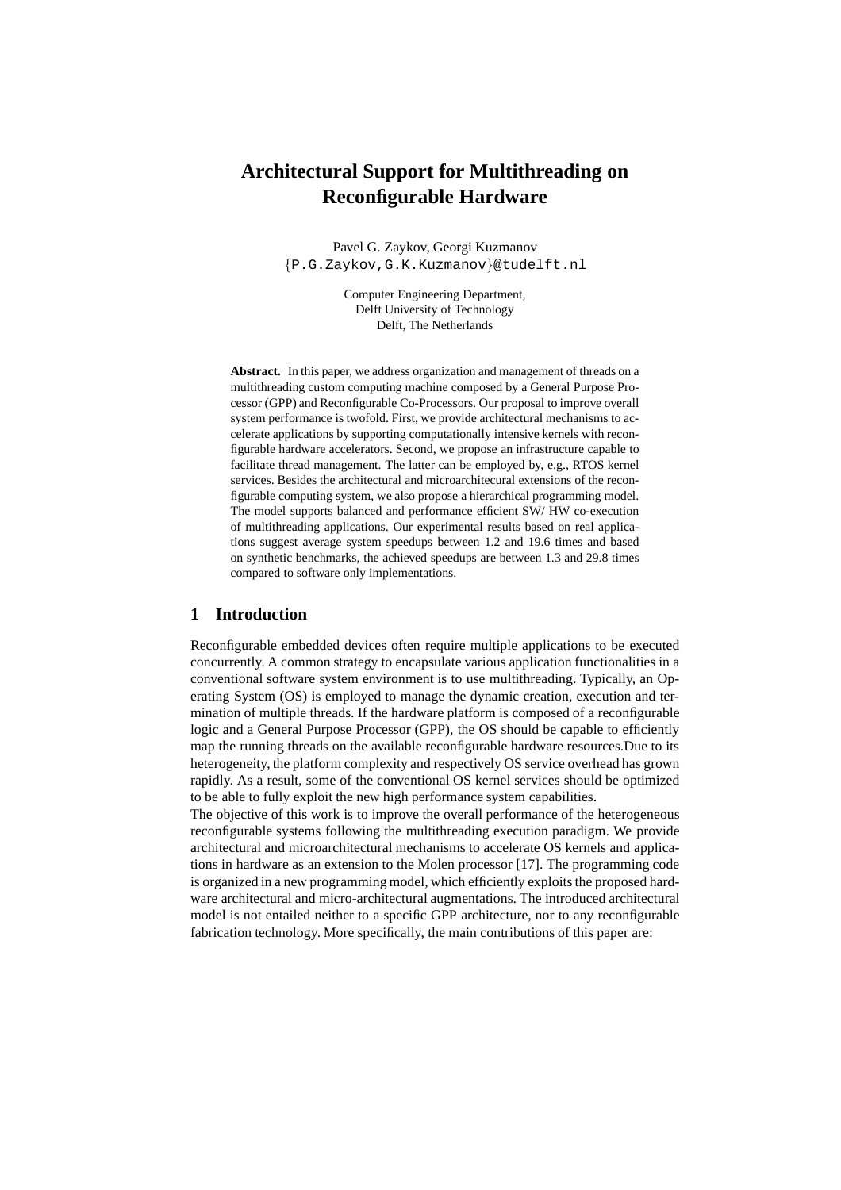# Architectural Support for Multithreading on Reconfigurable Hardware

Pavel G. Zaykov, Georgi Kuzmanov
{P.G.Zaykov,G.K.Kuzmanov}@tudelft.nl

Computer Engineering Department,
Delft University of Technology
Delft, The Netherlands

**Abstract.** In this paper, we address organization and management of threads on a multithreading custom computing machine composed by a General Purpose Processor (GPP) and Reconfigurable Co-Processors. Our proposal to improve overall system performance is twofold. First, we provide architectural mechanisms to accelerate applications by supporting computationally intensive kernels with reconfigurable hardware accelerators. Second, we propose an infrastructure capable to facilitate thread management. The latter can be employed by, e.g., RTOS kernel services. Besides the architectural and microarchitecural extensions of the reconfigurable computing system, we also propose a hierarchical programming model. The model supports balanced and performance efficient SW/ HW co-execution of multithreading applications. Our experimental results based on real applications suggest average system speedups between 1.2 and 19.6 times and based on synthetic benchmarks, the achieved speedups are between 1.3 and 29.8 times compared to software only implementations.

## 1 Introduction

Reconfigurable embedded devices often require multiple applications to be executed concurrently. A common strategy to encapsulate various application functionalities in a conventional software system environment is to use multithreading. Typically, an Operating System (OS) is employed to manage the dynamic creation, execution and termination of multiple threads. If the hardware platform is composed of a reconfigurable logic and a General Purpose Processor (GPP), the OS should be capable to efficiently map the running threads on the available reconfigurable hardware resources.Due to its heterogeneity, the platform complexity and respectively OS service overhead has grown rapidly. As a result, some of the conventional OS kernel services should be optimized to be able to fully exploit the new high performance system capabilities.
The objective of this work is to improve the overall performance of the heterogeneous reconfigurable systems following the multithreading execution paradigm. We provide architectural and microarchitectural mechanisms to accelerate OS kernels and applications in hardware as an extension to the Molen processor [17]. The programming code is organized in a new programming model, which efficiently exploits the proposed hardware architectural and micro-architectural augmentations. The introduced architectural model is not entailed neither to a specific GPP architecture, nor to any reconfigurable fabrication technology. More specifically, the main contributions of this paper are: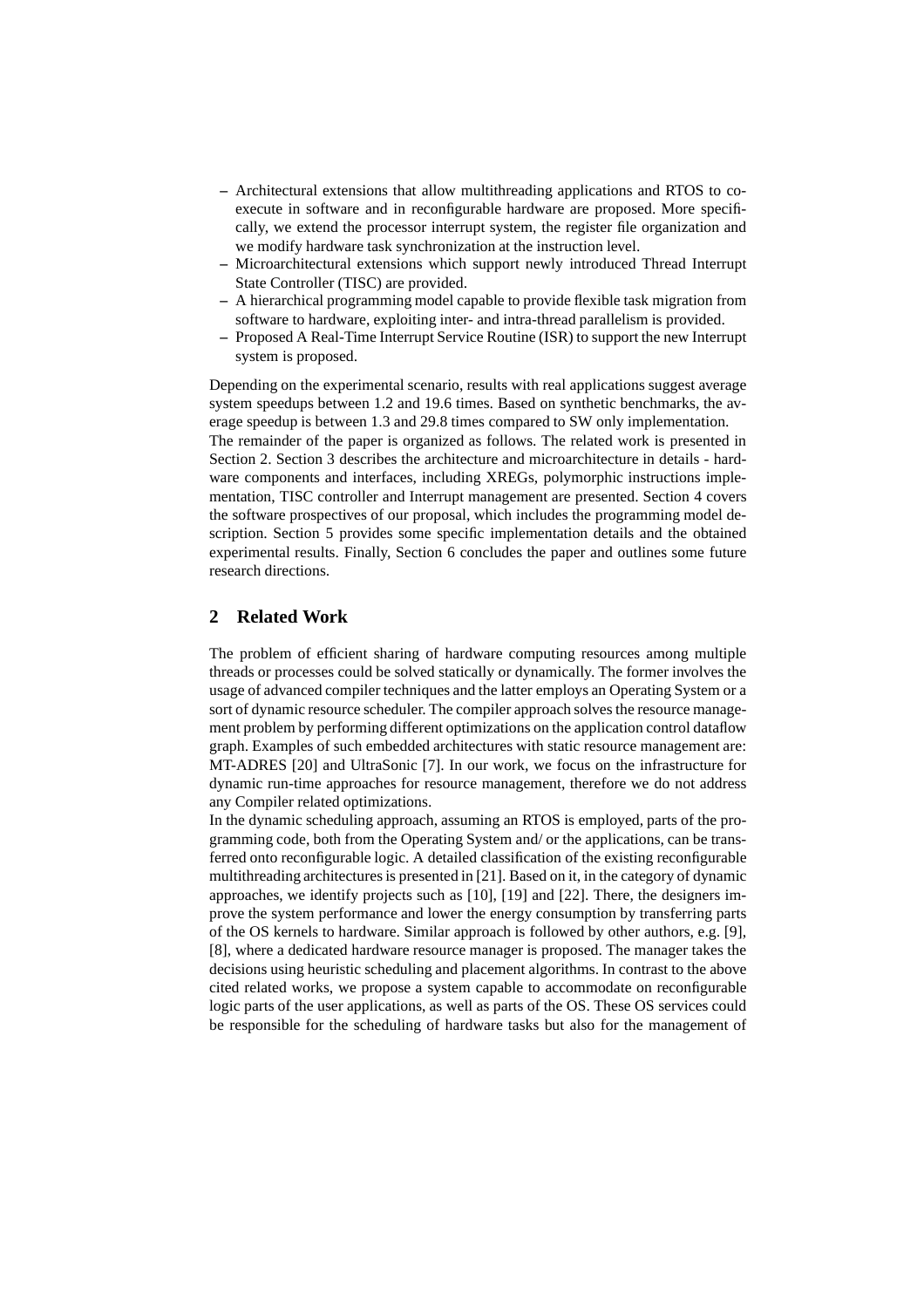- Architectural extensions that allow multithreading applications and RTOS to co-execute in software and in reconfigurable hardware are proposed. More specifically, we extend the processor interrupt system, the register file organization and we modify hardware task synchronization at the instruction level.
- Microarchitectural extensions which support newly introduced Thread Interrupt State Controller (TISC) are provided.
- A hierarchical programming model capable to provide flexible task migration from software to hardware, exploiting inter- and intra-thread parallelism is provided.
- Proposed A Real-Time Interrupt Service Routine (ISR) to support the new Interrupt system is proposed.

Depending on the experimental scenario, results with real applications suggest average system speedups between 1.2 and 19.6 times. Based on synthetic benchmarks, the average speedup is between 1.3 and 29.8 times compared to SW only implementation.
The remainder of the paper is organized as follows. The related work is presented in Section 2. Section 3 describes the architecture and microarchitecture in details - hardware components and interfaces, including XREGs, polymorphic instructions implementation, TISC controller and Interrupt management are presented. Section 4 covers the software prospectives of our proposal, which includes the programming model description. Section 5 provides some specific implementation details and the obtained experimental results. Finally, Section 6 concludes the paper and outlines some future research directions.

## 2 Related Work

The problem of efficient sharing of hardware computing resources among multiple threads or processes could be solved statically or dynamically. The former involves the usage of advanced compiler techniques and the latter employs an Operating System or a sort of dynamic resource scheduler. The compiler approach solves the resource management problem by performing different optimizations on the application control dataflow graph. Examples of such embedded architectures with static resource management are: MT-ADRES [20] and UltraSonic [7]. In our work, we focus on the infrastructure for dynamic run-time approaches for resource management, therefore we do not address any Compiler related optimizations.
In the dynamic scheduling approach, assuming an RTOS is employed, parts of the programming code, both from the Operating System and/ or the applications, can be transferred onto reconfigurable logic. A detailed classification of the existing reconfigurable multithreading architectures is presented in [21]. Based on it, in the category of dynamic approaches, we identify projects such as [10], [19] and [22]. There, the designers improve the system performance and lower the energy consumption by transferring parts of the OS kernels to hardware. Similar approach is followed by other authors, e.g. [9], [8], where a dedicated hardware resource manager is proposed. The manager takes the decisions using heuristic scheduling and placement algorithms. In contrast to the above cited related works, we propose a system capable to accommodate on reconfigurable logic parts of the user applications, as well as parts of the OS. These OS services could be responsible for the scheduling of hardware tasks but also for the management of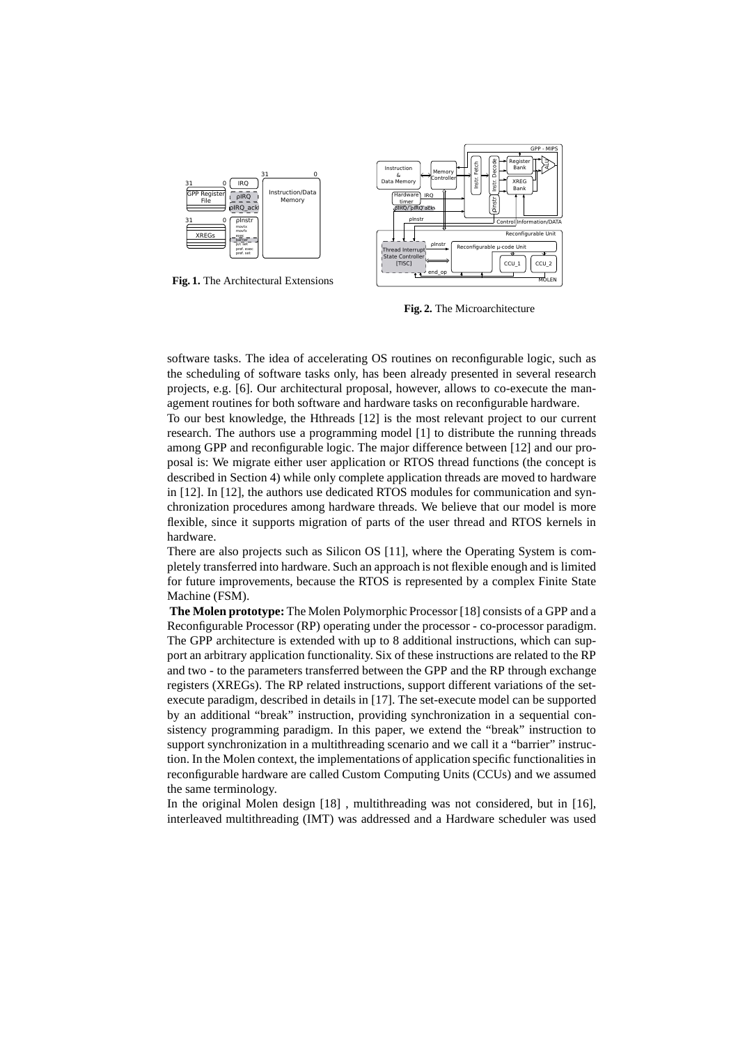Fig. 1. The Architectural Extensions

Fig. 2. The Microarchitecture

software tasks. The idea of accelerating OS routines on reconfigurable logic, such as the scheduling of software tasks only, has been already presented in several research projects, e.g. [6]. Our architectural proposal, however, allows to co-execute the management routines for both software and hardware tasks on reconfigurable hardware.

To our best knowledge, the Hthreads [12] is the most relevant project to our current research. The authors use a programming model [1] to distribute the running threads among GPP and reconfigurable logic. The major difference between [12] and our proposal is: We migrate either user application or RTOS thread functions (the concept is described in Section 4) while only complete application threads are moved to hardware in [12]. In [12], the authors use dedicated RTOS modules for communication and synchronization procedures among hardware threads. We believe that our model is more flexible, since it supports migration of parts of the user thread and RTOS kernels in hardware.

There are also projects such as Silicon OS [11], where the Operating System is completely transferred into hardware. Such an approach is not flexible enough and is limited for future improvements, because the RTOS is represented by a complex Finite State Machine (FSM).

**The Molen prototype:** The Molen Polymorphic Processor [18] consists of a GPP and a Reconfigurable Processor (RP) operating under the processor - co-processor paradigm. The GPP architecture is extended with up to 8 additional instructions, which can support an arbitrary application functionality. Six of these instructions are related to the RP and two - to the parameters transferred between the GPP and the RP through exchange registers (XREGs). The RP related instructions, support different variations of the set-execute paradigm, described in details in [17]. The set-execute model can be supported by an additional "break" instruction, providing synchronization in a sequential consistency programming paradigm. In this paper, we extend the "break" instruction to support synchronization in a multithreading scenario and we call it a "barrier" instruction. In the Molen context, the implementations of application specific functionalities in reconfigurable hardware are called Custom Computing Units (CCUs) and we assumed the same terminology.

In the original Molen design [18] , multithreading was not considered, but in [16], interleaved multithreading (IMT) was addressed and a Hardware scheduler was used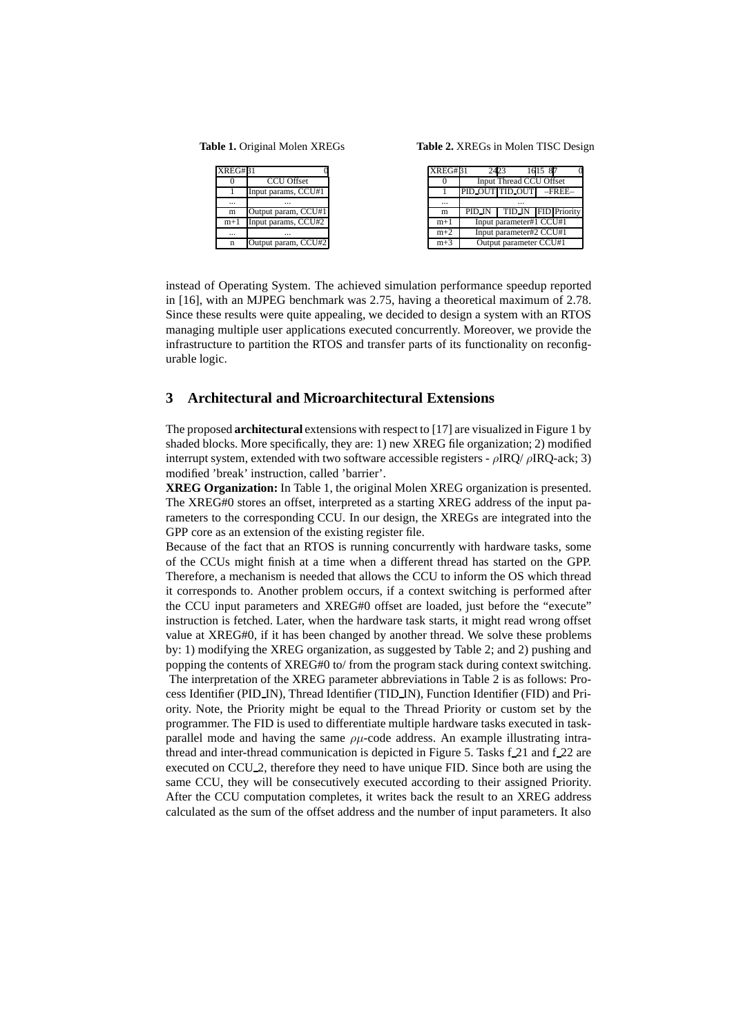**Table 1.** Original Molen XREGs

| XREG# | 31 0 |
|---|---|
| 0 | CCU Offset |
| 1 | Input params, CCU#1 |
| ... | ... |
| m | Output param, CCU#1 |
| m+1 | Input params, CCU#2 |
| ... | ... |
| n | Output param, CCU#2 |

**Table 2.** XREGs in Molen TISC Design

| XREG# | 31 24 | 23 16 | 15 8 | 7 0 |
|---|---|---|---|---|
| 0 | Input Thread CCU Offset | | | |
| 1 | PID_OUT | TID_OUT | –FREE– | |
| ... | ... | | | |
| m | PID_IN | TID_IN | FID | Priority |
| m+1 | Input parameter#1 CCU#1 | | | |
| m+2 | Input parameter#2 CCU#1 | | | |
| m+3 | Output parameter CCU#1 | | | |

instead of Operating System. The achieved simulation performance speedup reported in [16], with an MJPEG benchmark was 2.75, having a theoretical maximum of 2.78. Since these results were quite appealing, we decided to design a system with an RTOS managing multiple user applications executed concurrently. Moreover, we provide the infrastructure to partition the RTOS and transfer parts of its functionality on reconfigurable logic.

## 3 Architectural and Microarchitectural Extensions

The proposed **architectural** extensions with respect to [17] are visualized in Figure 1 by shaded blocks. More specifically, they are: 1) new XREG file organization; 2) modified interrupt system, extended with two software accessible registers - $\rho$IRQ/ $\rho$IRQ-ack; 3) modified 'break' instruction, called 'barrier'.

**XREG Organization:** In Table 1, the original Molen XREG organization is presented. The XREG#0 stores an offset, interpreted as a starting XREG address of the input parameters to the corresponding CCU. In our design, the XREGs are integrated into the GPP core as an extension of the existing register file.

Because of the fact that an RTOS is running concurrently with hardware tasks, some of the CCUs might finish at a time when a different thread has started on the GPP. Therefore, a mechanism is needed that allows the CCU to inform the OS which thread it corresponds to. Another problem occurs, if a context switching is performed after the CCU input parameters and XREG#0 offset are loaded, just before the "execute" instruction is fetched. Later, when the hardware task starts, it might read wrong offset value at XREG#0, if it has been changed by another thread. We solve these problems by: 1) modifying the XREG organization, as suggested by Table 2; and 2) pushing and popping the contents of XREG#0 to/ from the program stack during context switching.

The interpretation of the XREG parameter abbreviations in Table 2 is as follows: Process Identifier (PID_IN), Thread Identifier (TID_IN), Function Identifier (FID) and Priority. Note, the Priority might be equal to the Thread Priority or custom set by the programmer. The FID is used to differentiate multiple hardware tasks executed in task-parallel mode and having the same $\rho\mu$-code address. An example illustrating intra-thread and inter-thread communication is depicted in Figure 5. Tasks f_21 and f_22 are executed on CCU_2, therefore they need to have unique FID. Since both are using the same CCU, they will be consecutively executed according to their assigned Priority. After the CCU computation completes, it writes back the result to an XREG address calculated as the sum of the offset address and the number of input parameters. It also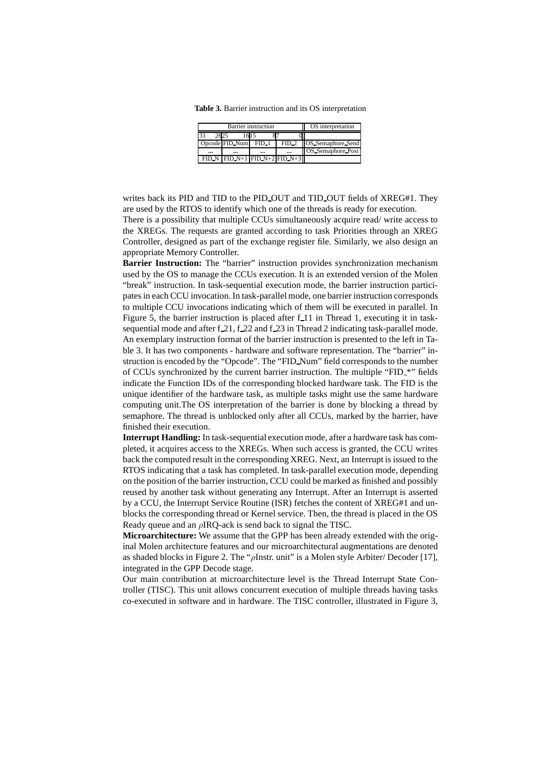**Table 3.** Barrier instruction and its OS interpretation

| Barrier instruction | | | | OS interpretation |
|---|---|---|---|---|
| 31 26 | 25 16 | 15 8 | 7 0 | |
| Opcode | FID_Num | FID_1 | FID_2 | OS_Semaphore_Send |
| ... | ... | ... | ... | OS_Semaphore_Post |
| FID_N | FID_N+1 | FID_N+2 | FID_N+3 | |

writes back its PID and TID to the PID_OUT and TID_OUT fields of XREG#1. They are used by the RTOS to identify which one of the threads is ready for execution.

There is a possibility that multiple CCUs simultaneously acquire read/ write access to the XREGs. The requests are granted according to task Priorities through an XREG Controller, designed as part of the exchange register file. Similarly, we also design an appropriate Memory Controller.

**Barrier Instruction:** The "barrier" instruction provides synchronization mechanism used by the OS to manage the CCUs execution. It is an extended version of the Molen "break" instruction. In task-sequential execution mode, the barrier instruction participates in each CCU invocation. In task-parallel mode, one barrier instruction corresponds to multiple CCU invocations indicating which of them will be executed in parallel. In Figure 5, the barrier instruction is placed after f_11 in Thread 1, executing it in task-sequential mode and after f_21, f_22 and f_23 in Thread 2 indicating task-parallel mode. An exemplary instruction format of the barrier instruction is presented to the left in Table 3. It has two components - hardware and software representation. The "barrier" instruction is encoded by the "Opcode". The "FID_Num" field corresponds to the number of CCUs synchronized by the current barrier instruction. The multiple "FID_*" fields indicate the Function IDs of the corresponding blocked hardware task. The FID is the unique identifier of the hardware task, as multiple tasks might use the same hardware computing unit.The OS interpretation of the barrier is done by blocking a thread by semaphore. The thread is unblocked only after all CCUs, marked by the barrier, have finished their execution.

**Interrupt Handling:** In task-sequential execution mode, after a hardware task has completed, it acquires access to the XREGs. When such access is granted, the CCU writes back the computed result in the corresponding XREG. Next, an Interrupt is issued to the RTOS indicating that a task has completed. In task-parallel execution mode, depending on the position of the barrier instruction, CCU could be marked as finished and possibly reused by another task without generating any Interrupt. After an Interrupt is asserted by a CCU, the Interrupt Service Routine (ISR) fetches the content of XREG#1 and unblocks the corresponding thread or Kernel service. Then, the thread is placed in the OS Ready queue and an $\rho$IRQ-ack is send back to signal the TISC.

**Microarchitecture:** We assume that the GPP has been already extended with the original Molen architecture features and our microarchitectural augmentations are denoted as shaded blocks in Figure 2. The "$\rho$Instr. unit" is a Molen style Arbiter/ Decoder [17], integrated in the GPP Decode stage.

Our main contribution at microarchitecture level is the Thread Interrupt State Controller (TISC). This unit allows concurrent execution of multiple threads having tasks co-executed in software and in hardware. The TISC controller, illustrated in Figure 3,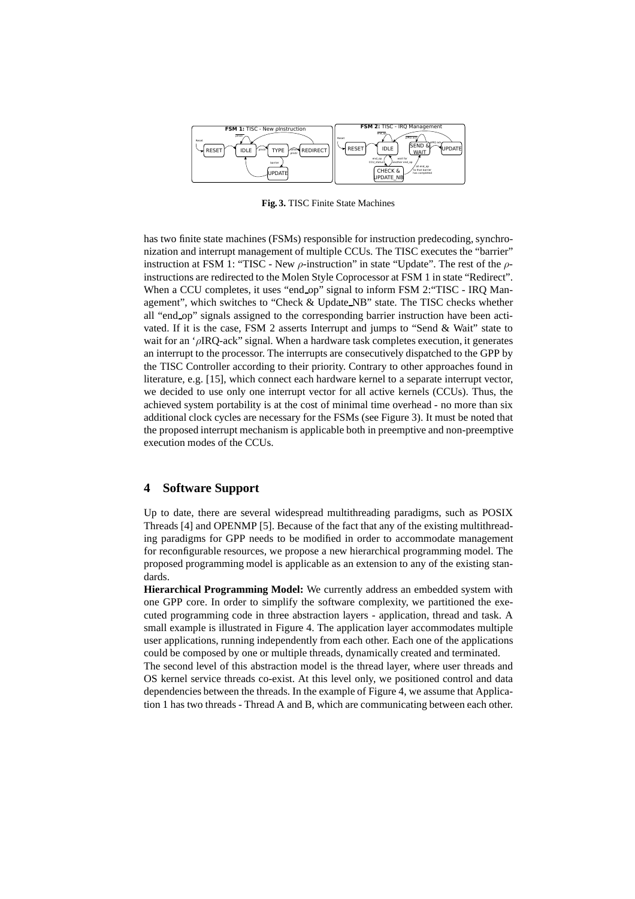**Fig. 3.** TISC Finite State Machines

has two finite state machines (FSMs) responsible for instruction predecoding, synchronization and interrupt management of multiple CCUs. The TISC executes the "barrier" instruction at FSM 1: "TISC - New $\rho$-instruction" in state "Update". The rest of the $\rho$-instructions are redirected to the Molen Style Coprocessor at FSM 1 in state "Redirect". When a CCU completes, it uses "end_op" signal to inform FSM 2:"TISC - IRQ Management", which switches to "Check & Update_NB" state. The TISC checks whether all "end_op" signals assigned to the corresponding barrier instruction have been activated. If it is the case, FSM 2 asserts Interrupt and jumps to "Send & Wait" state to wait for an '$\rho$IRQ-ack" signal. When a hardware task completes execution, it generates an interrupt to the processor. The interrupts are consecutively dispatched to the GPP by the TISC Controller according to their priority. Contrary to other approaches found in literature, e.g. [15], which connect each hardware kernel to a separate interrupt vector, we decided to use only one interrupt vector for all active kernels (CCUs). Thus, the achieved system portability is at the cost of minimal time overhead - no more than six additional clock cycles are necessary for the FSMs (see Figure 3). It must be noted that the proposed interrupt mechanism is applicable both in preemptive and non-preemptive execution modes of the CCUs.

## 4 Software Support

Up to date, there are several widespread multithreading paradigms, such as POSIX Threads [4] and OPENMP [5]. Because of the fact that any of the existing multithreading paradigms for GPP needs to be modified in order to accommodate management for reconfigurable resources, we propose a new hierarchical programming model. The proposed programming model is applicable as an extension to any of the existing standards.

**Hierarchical Programming Model:** We currently address an embedded system with one GPP core. In order to simplify the software complexity, we partitioned the executed programming code in three abstraction layers - application, thread and task. A small example is illustrated in Figure 4. The application layer accommodates multiple user applications, running independently from each other. Each one of the applications could be composed by one or multiple threads, dynamically created and terminated.

The second level of this abstraction model is the thread layer, where user threads and OS kernel service threads co-exist. At this level only, we positioned control and data dependencies between the threads. In the example of Figure 4, we assume that Application 1 has two threads - Thread A and B, which are communicating between each other.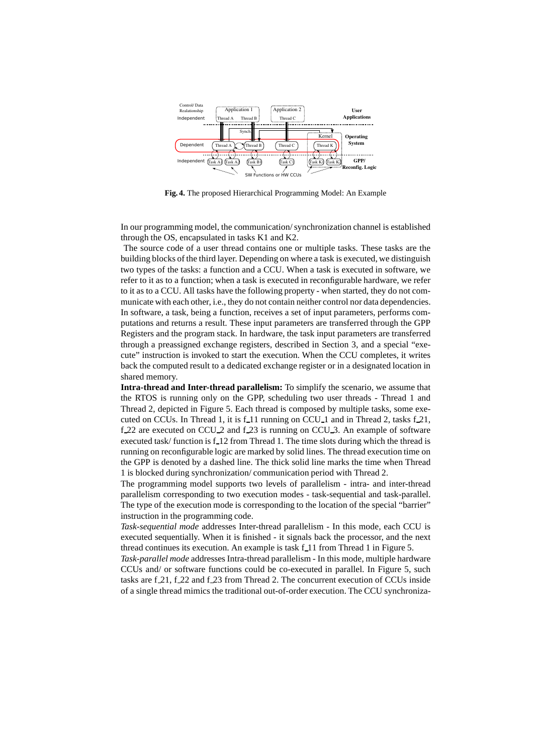**Fig. 4.** The proposed Hierarchical Programming Model: An Example

In our programming model, the communication/ synchronization channel is established through the OS, encapsulated in tasks K1 and K2.

The source code of a user thread contains one or multiple tasks. These tasks are the building blocks of the third layer. Depending on where a task is executed, we distinguish two types of the tasks: a function and a CCU. When a task is executed in software, we refer to it as to a function; when a task is executed in reconfigurable hardware, we refer to it as to a CCU. All tasks have the following property - when started, they do not communicate with each other, i.e., they do not contain neither control nor data dependencies. In software, a task, being a function, receives a set of input parameters, performs computations and returns a result. These input parameters are transferred through the GPP Registers and the program stack. In hardware, the task input parameters are transferred through a preassigned exchange registers, described in Section 3, and a special "execute" instruction is invoked to start the execution. When the CCU completes, it writes back the computed result to a dedicated exchange register or in a designated location in shared memory.

**Intra-thread and Inter-thread parallelism:** To simplify the scenario, we assume that the RTOS is running only on the GPP, scheduling two user threads - Thread 1 and Thread 2, depicted in Figure 5. Each thread is composed by multiple tasks, some executed on CCUs. In Thread 1, it is f_11 running on CCU_1 and in Thread 2, tasks f_21, f_22 are executed on CCU_2 and f_23 is running on CCU_3. An example of software executed task/ function is f_12 from Thread 1. The time slots during which the thread is running on reconfigurable logic are marked by solid lines. The thread execution time on the GPP is denoted by a dashed line. The thick solid line marks the time when Thread 1 is blocked during synchronization/ communication period with Thread 2.

The programming model supports two levels of parallelism - intra- and inter-thread parallelism corresponding to two execution modes - task-sequential and task-parallel. The type of the execution mode is corresponding to the location of the special "barrier" instruction in the programming code.

*Task-sequential mode* addresses Inter-thread parallelism - In this mode, each CCU is executed sequentially. When it is finished - it signals back the processor, and the next thread continues its execution. An example is task f_11 from Thread 1 in Figure 5.

*Task-parallel mode* addresses Intra-thread parallelism - In this mode, multiple hardware CCUs and/ or software functions could be co-executed in parallel. In Figure 5, such tasks are f_21, f_22 and f_23 from Thread 2. The concurrent execution of CCUs inside of a single thread mimics the traditional out-of-order execution. The CCU synchroniza-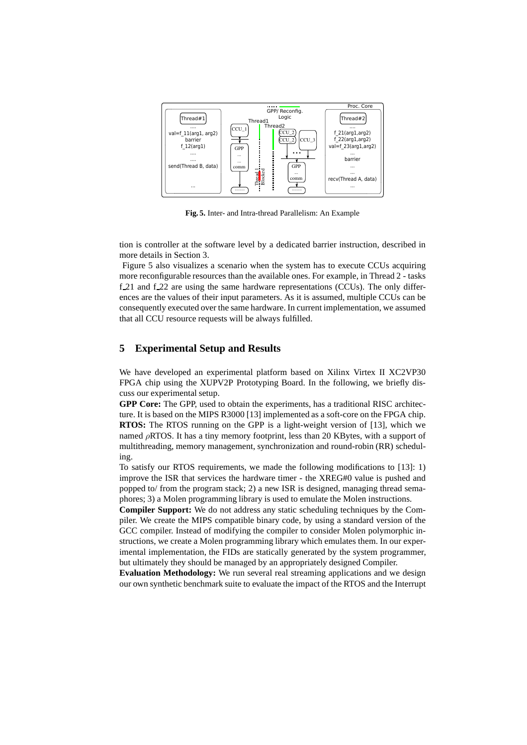**Fig. 5.** Inter- and Intra-thread Parallelism: An Example

tion is controller at the software level by a dedicated barrier instruction, described in more details in Section 3.

Figure 5 also visualizes a scenario when the system has to execute CCUs acquiring more reconfigurable resources than the available ones. For example, in Thread 2 - tasks f_21 and f_22 are using the same hardware representations (CCUs). The only differences are the values of their input parameters. As it is assumed, multiple CCUs can be consequently executed over the same hardware. In current implementation, we assumed that all CCU resource requests will be always fulfilled.

## 5 Experimental Setup and Results

We have developed an experimental platform based on Xilinx Virtex II XC2VP30 FPGA chip using the XUPV2P Prototyping Board. In the following, we briefly discuss our experimental setup.

**GPP Core:** The GPP, used to obtain the experiments, has a traditional RISC architecture. It is based on the MIPS R3000 [13] implemented as a soft-core on the FPGA chip.

**RTOS:** The RTOS running on the GPP is a light-weight version of [13], which we named $\rho$RTOS. It has a tiny memory footprint, less than 20 KBytes, with a support of multithreading, memory management, synchronization and round-robin (RR) scheduling.

To satisfy our RTOS requirements, we made the following modifications to [13]: 1) improve the ISR that services the hardware timer - the XREG#0 value is pushed and popped to/ from the program stack; 2) a new ISR is designed, managing thread semaphores; 3) a Molen programming library is used to emulate the Molen instructions.

**Compiler Support:** We do not address any static scheduling techniques by the Compiler. We create the MIPS compatible binary code, by using a standard version of the GCC compiler. Instead of modifying the compiler to consider Molen polymorphic instructions, we create a Molen programming library which emulates them. In our experimental implementation, the FIDs are statically generated by the system programmer, but ultimately they should be managed by an appropriately designed Compiler.

**Evaluation Methodology:** We run several real streaming applications and we design our own synthetic benchmark suite to evaluate the impact of the RTOS and the Interrupt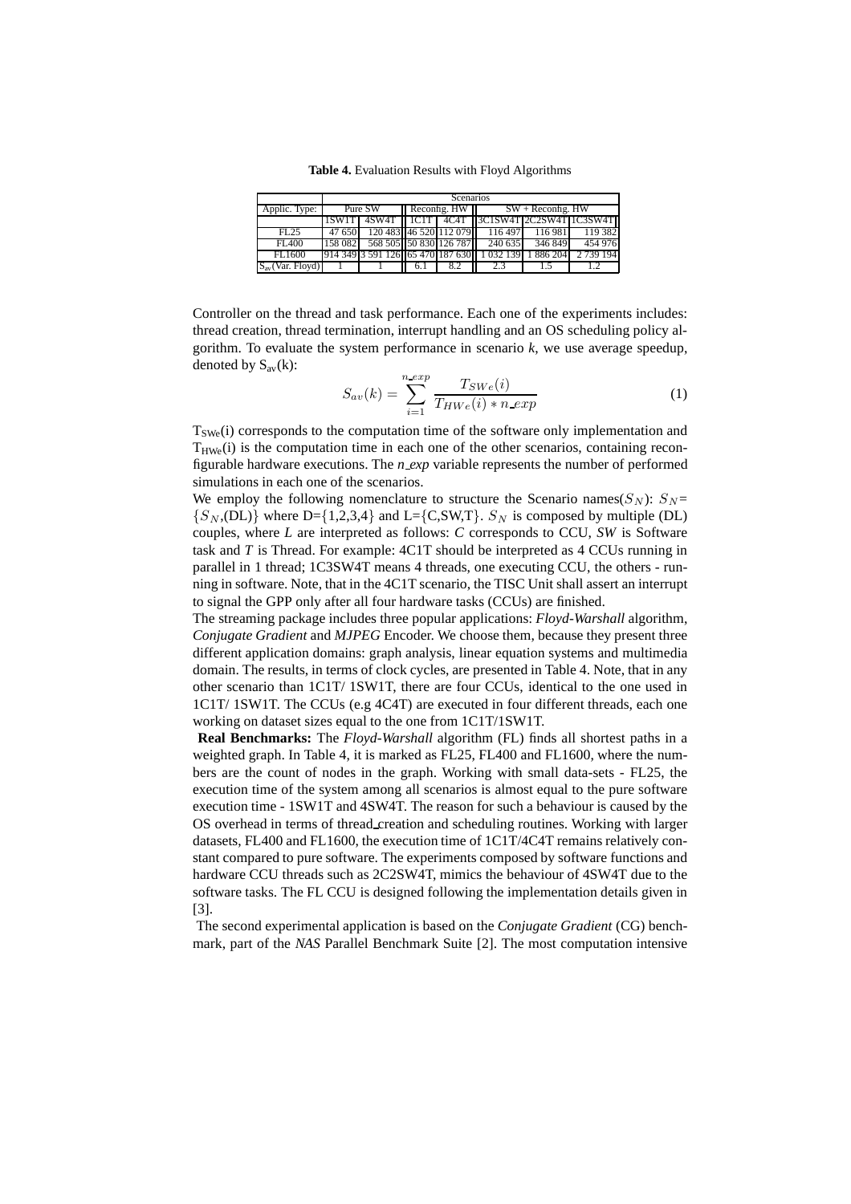**Table 4.** Evaluation Results with Floyd Algorithms

| | Scenarios | | | | | | |
|---|---|---|---|---|---|---|---|
| Applic. Type: | Pure SW | | Reconfig. HW | | SW + Reconfig. HW | | |
| | 1SW1T | 4SW4T | 1C1T | 4C4T | 3C1SW4T | 2C2SW4T | 1C3SW4T |
| FL25 | 47 650 | 120 483 | 46 520 | 112 079 | 116 497 | 116 981 | 119 382 |
| FL400 | 158 082 | 568 505 | 50 830 | 126 787 | 240 635 | 346 849 | 454 976 |
| FL1600 | 914 349 | 3 591 126 | 65 470 | 187 630 | 1 032 139 | 1 886 204 | 2 739 194 |
| $S_{av}$(Var. Floyd) | 1 | 1 | 6.1 | 8.2 | 2.3 | 1.5 | 1.2 |

Controller on the thread and task performance. Each one of the experiments includes: thread creation, thread termination, interrupt handling and an OS scheduling policy algorithm. To evaluate the system performance in scenario *k*, we use average speedup, denoted by $S_{av}(k)$:

$$S_{av}(k) = \sum_{i=1}^{n\_exp} \frac{T_{SWe}(i)}{T_{HWe}(i) * n\_exp} \tag{1}$$

$T_{SWe}(i)$ corresponds to the computation time of the software only implementation and $T_{HWe}(i)$ is the computation time in each one of the other scenarios, containing reconfigurable hardware executions. The *n_exp* variable represents the number of performed simulations in each one of the scenarios.

We employ the following nomenclature to structure the Scenario names($S_N$): $S_N$= $\{S_N$,(DL)$\}$ where D=$\{1,2,3,4\}$ and L=$\{$C,SW,T$\}$. $S_N$ is composed by multiple (DL) couples, where *L* are interpreted as follows: *C* corresponds to CCU, *SW* is Software task and *T* is Thread. For example: 4C1T should be interpreted as 4 CCUs running in parallel in 1 thread; 1C3SW4T means 4 threads, one executing CCU, the others - running in software. Note, that in the 4C1T scenario, the TISC Unit shall assert an interrupt to signal the GPP only after all four hardware tasks (CCUs) are finished.

The streaming package includes three popular applications: *Floyd-Warshall* algorithm, *Conjugate Gradient* and *MJPEG* Encoder. We choose them, because they present three different application domains: graph analysis, linear equation systems and multimedia domain. The results, in terms of clock cycles, are presented in Table 4. Note, that in any other scenario than 1C1T/ 1SW1T, there are four CCUs, identical to the one used in 1C1T/ 1SW1T. The CCUs (e.g 4C4T) are executed in four different threads, each one working on dataset size equal to the one from 1C1T/1SW1T.

**Real Benchmarks:** The *Floyd-Warshall* algorithm (FL) finds all shortest paths in a weighted graph. In Table 4, it is marked as FL25, FL400 and FL1600, where the numbers are the count of nodes in the graph. Working with small data-sets - FL25, the execution time of the system among all scenarios is almost equal to the pure software execution time - 1SW1T and 4SW4T. The reason for such a behaviour is caused by the OS overhead in terms of thread_creation and scheduling routines. Working with larger datasets, FL400 and FL1600, the execution time of 1C1T/4C4T remains relatively constant compared to pure software. The experiments composed by software functions and hardware CCU threads such as 2C2SW4T, mimics the behaviour of 4SW4T due to the software tasks. The FL CCU is designed following the implementation details given in [3].

The second experimental application is based on the *Conjugate Gradient* (CG) benchmark, part of the *NAS* Parallel Benchmark Suite [2]. The most computation intensive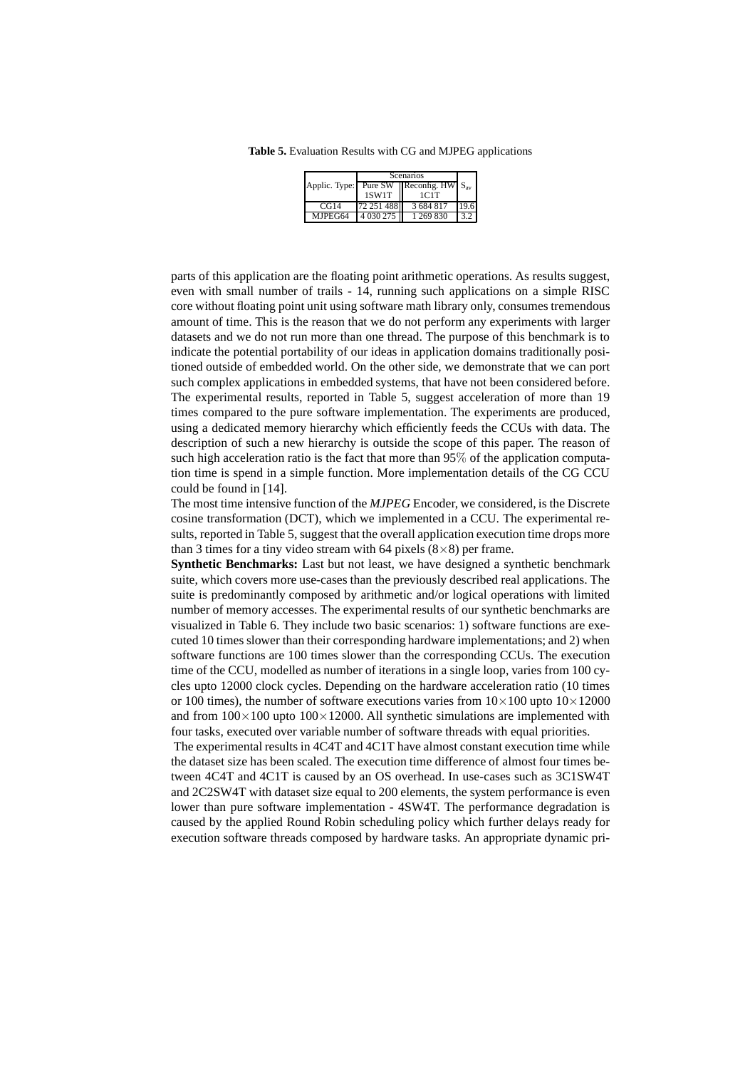**Table 5.** Evaluation Results with CG and MJPEG applications

| Applic. Type: | Scenarios | | $S_{av}$ |
|---|---|---|---|
| | Pure SW 1SW1T | Reconfig. HW 1C1T | |
| CG14 | 72 251 488 | 3 684 817 | 19.6 |
| MJPEG64 | 4 030 275 | 1 269 830 | 3.2 |

parts of this application are the floating point arithmetic operations. As results suggest, even with small number of trails - 14, running such applications on a simple RISC core without floating point unit using software math library only, consumes tremendous amount of time. This is the reason that we do not perform any experiments with larger datasets and we do not run more than one thread. The purpose of this benchmark is to indicate the potential portability of our ideas in application domains traditionally positioned outside of embedded world. On the other side, we demonstrate that we can port such complex applications in embedded systems, that have not been considered before. The experimental results, reported in Table 5, suggest acceleration of more than 19 times compared to the pure software implementation. The experiments are produced, using a dedicated memory hierarchy which efficiently feeds the CCUs with data. The description of such a new hierarchy is outside the scope of this paper. The reason of such high acceleration ratio is the fact that more than 95% of the application computation time is spend in a simple function. More implementation details of the CG CCU could be found in [14].

The most time intensive function of the *MJPEG* Encoder, we considered, is the Discrete cosine transformation (DCT), which we implemented in a CCU. The experimental results, reported in Table 5, suggest that the overall application execution time drops more than 3 times for a tiny video stream with 64 pixels ($8\times8$) per frame.

**Synthetic Benchmarks:** Last but not least, we have designed a synthetic benchmark suite, which covers more use-cases than the previously described real applications. The suite is predominantly composed by arithmetic and/or logical operations with limited number of memory accesses. The experimental results of our synthetic benchmarks are visualized in Table 6. They include two basic scenarios: 1) software functions are executed 10 times slower than their corresponding hardware implementations; and 2) when software functions are 100 times slower than the corresponding CCUs. The execution time of the CCU, modelled as number of iterations in a single loop, varies from 100 cycles upto 12000 clock cycles. Depending on the hardware acceleration ratio (10 times or 100 times), the number of software executions varies from $10\times100$ upto $10\times12000$ and from $100\times100$ upto $100\times12000$. All synthetic simulations are implemented with four tasks, executed over variable number of software threads with equal priorities.

The experimental results in 4C4T and 4C1T have almost constant execution time while the dataset size has been scaled. The execution time difference of almost four times between 4C4T and 4C1T is caused by an OS overhead. In use-cases such as 3C1SW4T and 2C2SW4T with dataset size equal to 200 elements, the system performance is even lower than pure software implementation - 4SW4T. The performance degradation is caused by the applied Round Robin scheduling policy which further delays ready for execution software threads composed by hardware tasks. An appropriate dynamic pri-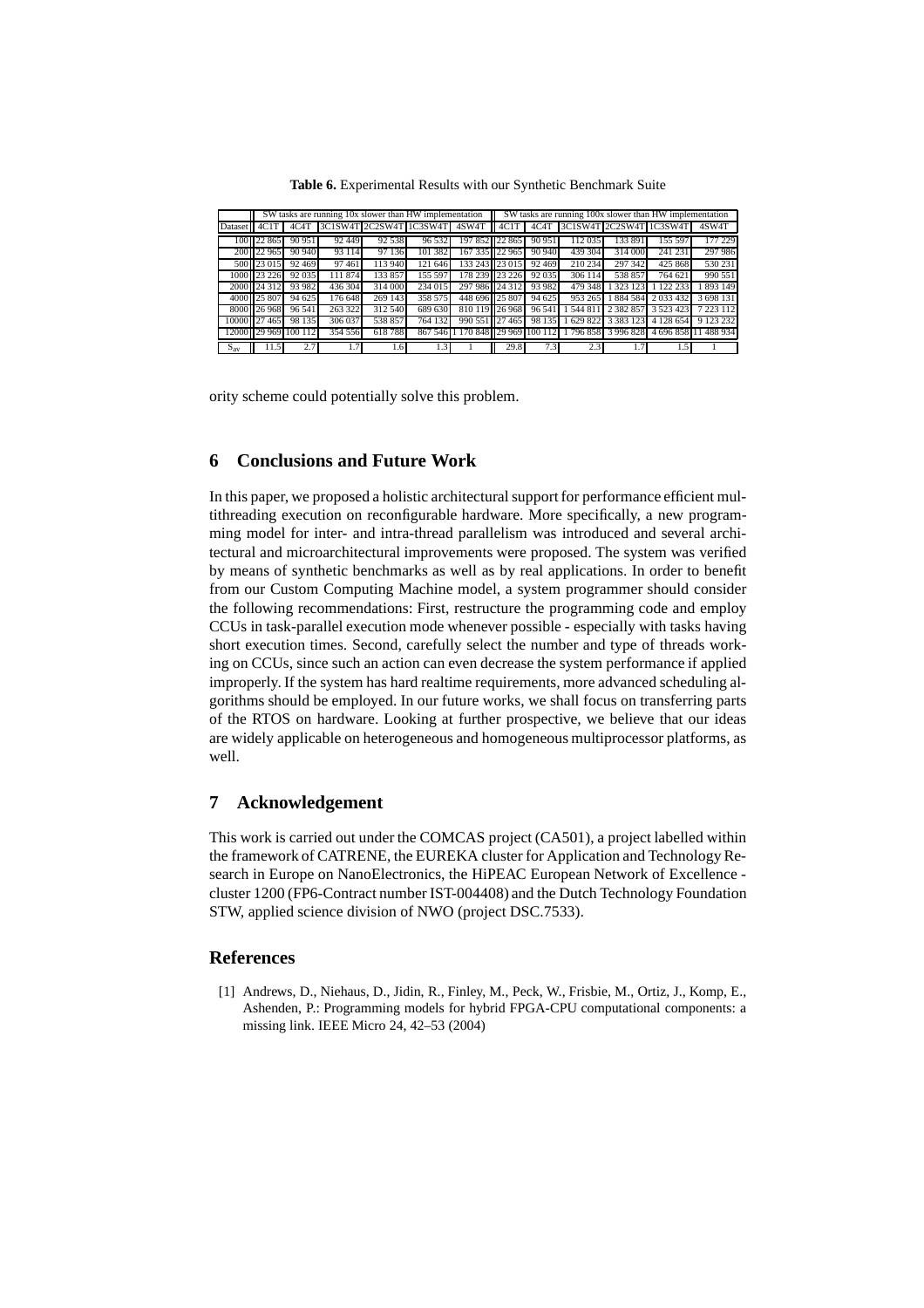**Table 6.** Experimental Results with our Synthetic Benchmark Suite

| | SW tasks are running 10x slower than HW implementation | | | | | | SW tasks are running 100x slower than HW implementation | | | | | |
|---|---|---|---|---|---|---|---|---|---|---|---|---|
| Dataset | 4C1T | 4C4T | 3C1SW4T | 2C2SW4T | 1C3SW4T | 4SW4T | 4C1T | 4C4T | 3C1SW4T | 2C2SW4T | 1C3SW4T | 4SW4T |
| 100 | 22 865 | 90 951 | 92 449 | 92 538 | 96 532 | 197 852 | 22 865 | 90 951 | 112 035 | 133 891 | 155 597 | 177 229 |
| 200 | 22 965 | 90 940 | 93 114 | 97 136 | 101 382 | 167 335 | 22 965 | 90 940 | 439 304 | 314 000 | 241 231 | 297 986 |
| 500 | 23 015 | 92 469 | 97 461 | 113 940 | 121 646 | 133 243 | 23 015 | 92 469 | 210 234 | 297 342 | 425 868 | 530 231 |
| 1000 | 23 226 | 92 035 | 111 874 | 133 857 | 155 597 | 178 239 | 23 226 | 92 035 | 306 114 | 538 857 | 764 621 | 990 551 |
| 2000 | 24 312 | 93 982 | 436 304 | 314 000 | 234 015 | 297 986 | 24 312 | 93 982 | 479 348 | 1 323 123 | 1 122 233 | 1 893 149 |
| 4000 | 25 807 | 94 625 | 176 648 | 269 143 | 358 575 | 448 696 | 25 807 | 94 625 | 953 265 | 1 884 584 | 2 033 432 | 3 698 131 |
| 8000 | 26 968 | 96 541 | 263 322 | 312 540 | 689 630 | 810 119 | 26 968 | 96 541 | 1 544 811 | 2 382 857 | 3 523 423 | 7 223 112 |
| 10000 | 27 465 | 98 135 | 306 037 | 538 857 | 764 132 | 990 551 | 27 465 | 98 135 | 1 629 822 | 3 383 123 | 4 128 654 | 9 123 232 |
| 12000 | 29 969 | 100 112 | 354 556 | 618 788 | 867 546 | 1 170 848 | 29 969 | 100 112 | 1 796 858 | 3 996 828 | 4 696 858 | 11 488 934 |
| $S_{av}$ | 11.5 | 2.7 | 1.7 | 1.6 | 1.3 | 1 | 29.8 | 7.3 | 2.3 | 1.7 | 1.5 | 1 |

ority scheme could potentially solve this problem.

## 6 Conclusions and Future Work

In this paper, we proposed a holistic architectural support for performance efficient multithreading execution on reconfigurable hardware. More specifically, a new programming model for inter- and intra-thread parallelism was introduced and several architectural and microarchitectural improvements were proposed. The system was verified by means of synthetic benchmarks as well as by real applications. In order to benefit from our Custom Computing Machine model, a system programmer should consider the following recommendations: First, restructure the programming code and employ CCUs in task-parallel execution mode whenever possible - especially with tasks having short execution times. Second, carefully select the number and type of threads working on CCUs, since such an action can even decrease the system performance if applied improperly. If the system has hard realtime requirements, more advanced scheduling algorithms should be employed. In our future works, we shall focus on transferring parts of the RTOS on hardware. Looking at further prospective, we believe that our ideas are widely applicable on heterogeneous and homogeneous multiprocessor platforms, as well.

## 7 Acknowledgement

This work is carried out under the COMCAS project (CA501), a project labelled within the framework of CATRENE, the EUREKA cluster for Application and Technology Research in Europe on NanoElectronics, the HiPEAC European Network of Excellence - cluster 1200 (FP6-Contract number IST-004408) and the Dutch Technology Foundation STW, applied science division of NWO (project DSC.7533).

## References

[1] Andrews, D., Niehaus, D., Jidin, R., Finley, M., Peck, W., Frisbie, M., Ortiz, J., Komp, E., Ashenden, P.: Programming models for hybrid FPGA-CPU computational components: a missing link. IEEE Micro 24, 42–53 (2004)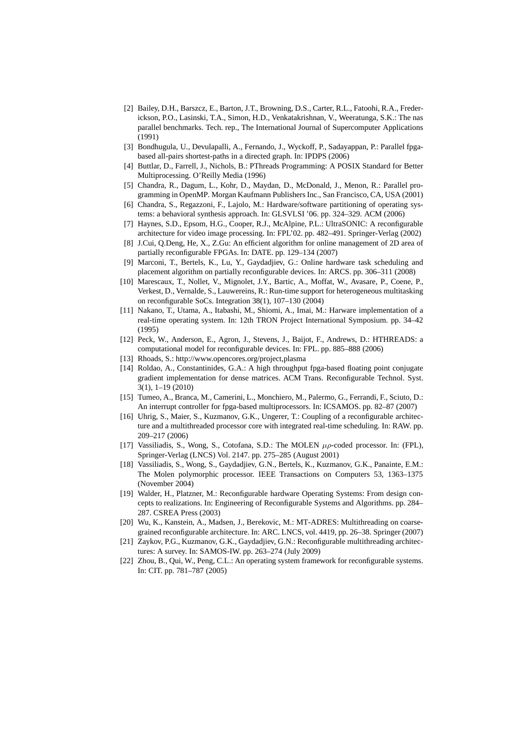[2] Bailey, D.H., Barszcz, E., Barton, J.T., Browning, D.S., Carter, R.L., Fatoohi, R.A., Frederickson, P.O., Lasinski, T.A., Simon, H.D., Venkatakrishnan, V., Weeratunga, S.K.: The nas parallel benchmarks. Tech. rep., The International Journal of Supercomputer Applications (1991)

[3] Bondhugula, U., Devulapalli, A., Fernando, J., Wyckoff, P., Sadayappan, P.: Parallel fpga-based all-pairs shortest-paths in a directed graph. In: IPDPS (2006)

[4] Buttlar, D., Farrell, J., Nichols, B.: PThreads Programming: A POSIX Standard for Better Multiprocessing. O'Reilly Media (1996)

[5] Chandra, R., Dagum, L., Kohr, D., Maydan, D., McDonald, J., Menon, R.: Parallel programming in OpenMP. Morgan Kaufmann Publishers Inc., San Francisco, CA, USA (2001)

[6] Chandra, S., Regazzoni, F., Lajolo, M.: Hardware/software partitioning of operating systems: a behavioral synthesis approach. In: GLSVLSI '06. pp. 324–329. ACM (2006)

[7] Haynes, S.D., Epsom, H.G., Cooper, R.J., McAlpine, P.L.: UltraSONIC: A reconfigurable architecture for video image processing. In: FPL'02. pp. 482–491. Springer-Verlag (2002)

[8] J.Cui, Q.Deng, He, X., Z.Gu: An efficient algorithm for online management of 2D area of partially reconfigurable FPGAs. In: DATE. pp. 129–134 (2007)

[9] Marconi, T., Bertels, K., Lu, Y., Gaydadjiev, G.: Online hardware task scheduling and placement algorithm on partially reconfigurable devices. In: ARCS. pp. 306–311 (2008)

[10] Marescaux, T., Nollet, V., Mignolet, J.Y., Bartic, A., Moffat, W., Avasare, P., Coene, P., Verkest, D., Vernalde, S., Lauwereins, R.: Run-time support for heterogeneous multitasking on reconfigurable SoCs. Integration 38(1), 107–130 (2004)

[11] Nakano, T., Utama, A., Itabashi, M., Shiomi, A., Imai, M.: Harware implementation of a real-time operating system. In: 12th TRON Project International Symposium. pp. 34–42 (1995)

[12] Peck, W., Anderson, E., Agron, J., Stevens, J., Baijot, F., Andrews, D.: HTHREADS: a computational model for reconfigurable devices. In: FPL. pp. 885–888 (2006)

[13] Rhoads, S.: http://www.opencores.org/project,plasma

[14] Roldao, A., Constantinides, G.A.: A high throughput fpga-based floating point conjugate gradient implementation for dense matrices. ACM Trans. Reconfigurable Technol. Syst. 3(1), 1–19 (2010)

[15] Tumeo, A., Branca, M., Camerini, L., Monchiero, M., Palermo, G., Ferrandi, F., Sciuto, D.: An interrupt controller for fpga-based multiprocessors. In: ICSAMOS. pp. 82–87 (2007)

[16] Uhrig, S., Maier, S., Kuzmanov, G.K., Ungerer, T.: Coupling of a reconfigurable architecture and a multithreaded processor core with integrated real-time scheduling. In: RAW. pp. 209–217 (2006)

[17] Vassiliadis, S., Wong, S., Cotofana, S.D.: The MOLEN $\mu\rho$-coded processor. In: (FPL), Springer-Verlag (LNCS) Vol. 2147. pp. 275–285 (August 2001)

[18] Vassiliadis, S., Wong, S., Gaydadjiev, G.N., Bertels, K., Kuzmanov, G.K., Panainte, E.M.: The Molen polymorphic processor. IEEE Transactions on Computers 53, 1363–1375 (November 2004)

[19] Walder, H., Platzner, M.: Reconfigurable hardware Operating Systems: From design concepts to realizations. In: Engineering of Reconfigurable Systems and Algorithms. pp. 284–287. CSREA Press (2003)

[20] Wu, K., Kanstein, A., Madsen, J., Berekovic, M.: MT-ADRES: Multithreading on coarse-grained reconfigurable architecture. In: ARC. LNCS, vol. 4419, pp. 26–38. Springer (2007)

[21] Zaykov, P.G., Kuzmanov, G.K., Gaydadjiev, G.N.: Reconfigurable multithreading architectures: A survey. In: SAMOS-IW. pp. 263–274 (July 2009)

[22] Zhou, B., Qui, W., Peng, C.L.: An operating system framework for reconfigurable systems. In: CIT. pp. 781–787 (2005)